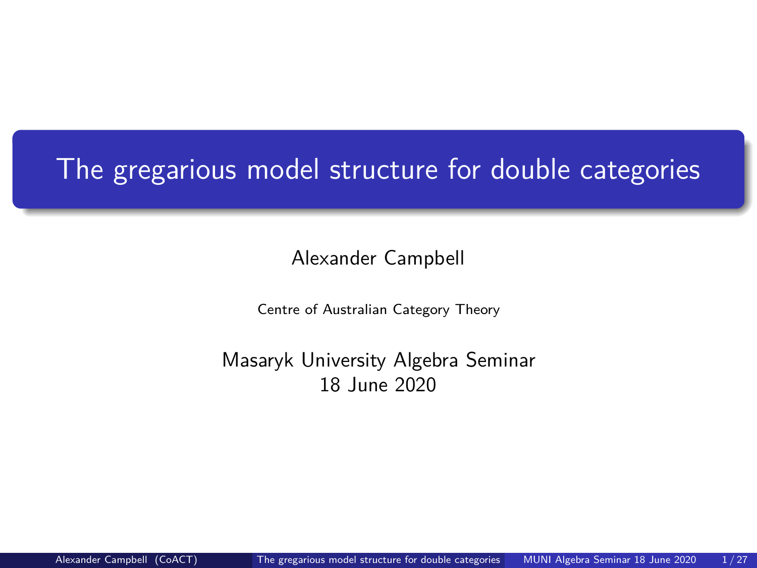# The gregarious model structure for double categories

Alexander Campbell

Centre of Australian Category Theory

Masaryk University Algebra Seminar
18 June 2020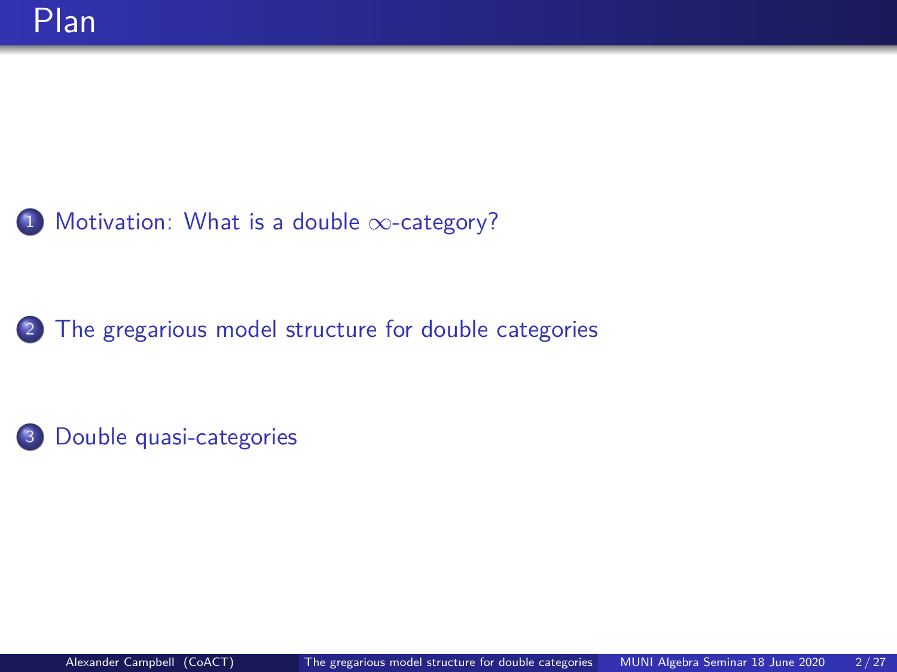# Plan

1. Motivation: What is a double $\infty$-category?
2. The gregarious model structure for double categories
3. Double quasi-categories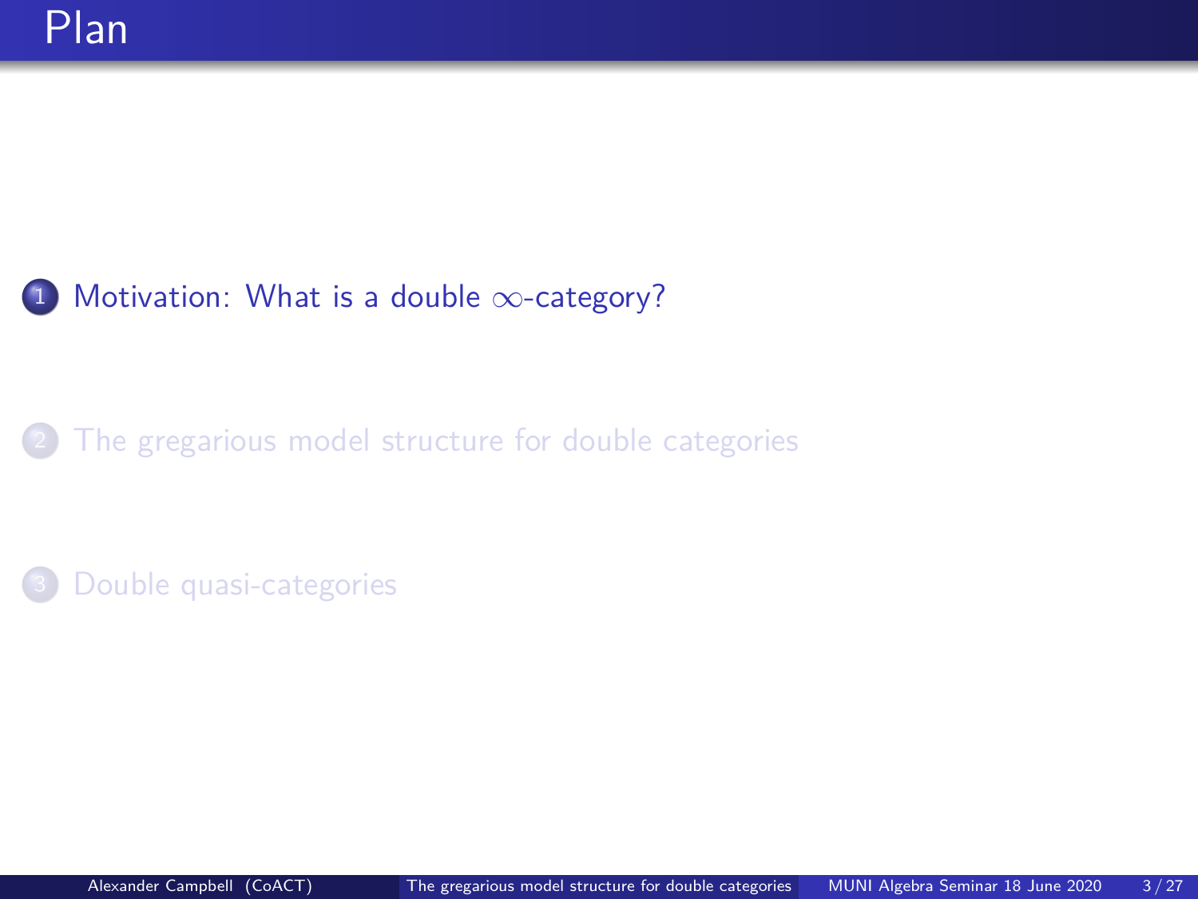# Plan

1. Motivation: What is a double $\infty$-category?

2. The gregarious model structure for double categories

3. Double quasi-categories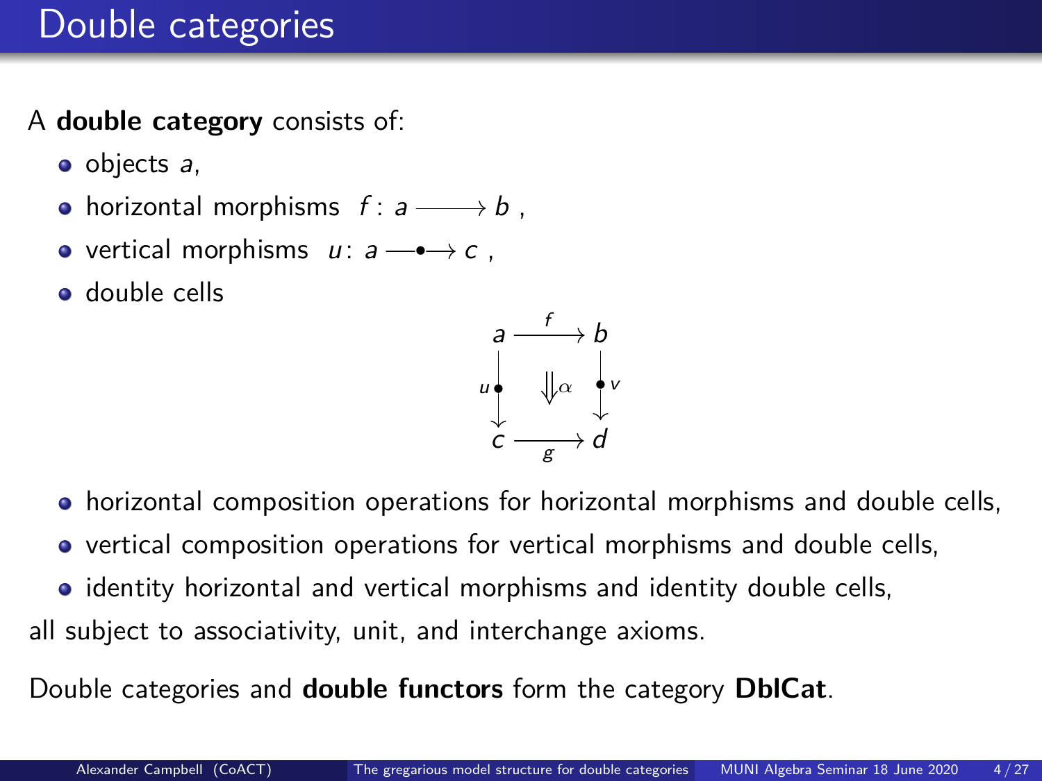# Double categories

A **double category** consists of:

- objects $a$,
- horizontal morphisms $f\colon a \longrightarrow b$ ,
- vertical morphisms $u\colon a \longrightarrow\!\!\!\!\!\!\bullet\;\;\, c$ ,
- double cells

$$\begin{array}{ccc} a & \xrightarrow{\;f\;} & b \\ {\scriptstyle u}\,\bullet\!\!\downarrow & \Downarrow\alpha & \downarrow\!\!\bullet\,{\scriptstyle v} \\ c & \xrightarrow[\;g\;]{} & d \end{array}$$

- horizontal composition operations for horizontal morphisms and double cells,
- vertical composition operations for vertical morphisms and double cells,
- identity horizontal and vertical morphisms and identity double cells,

all subject to associativity, unit, and interchange axioms.

Double categories and **double functors** form the category **DblCat**.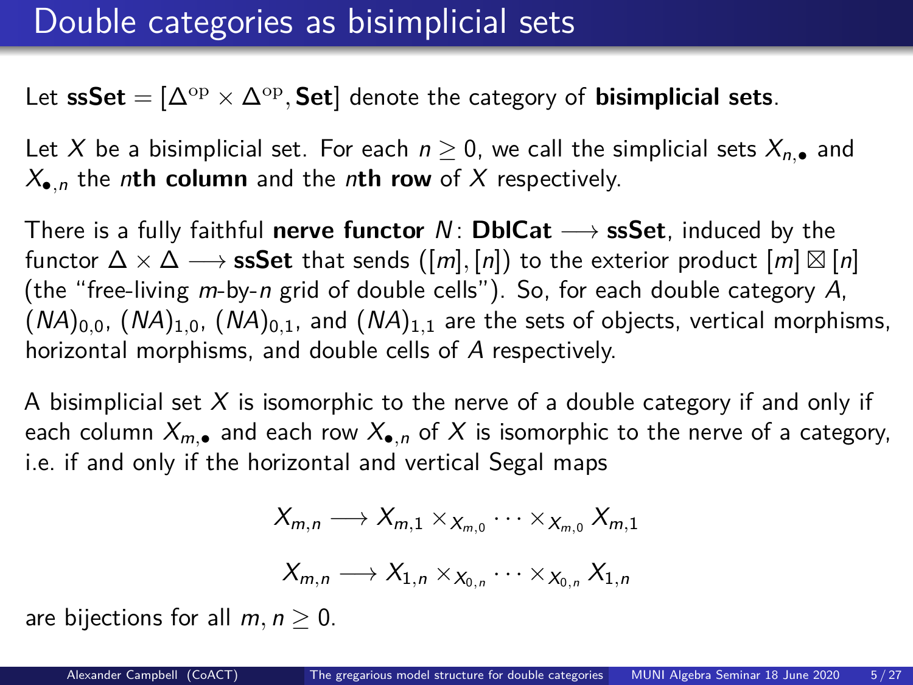# Double categories as bisimplicial sets

Let **ssSet** $= [\Delta^{\mathrm{op}} \times \Delta^{\mathrm{op}}, \mathbf{Set}]$ denote the category of **bisimplicial sets**.

Let $X$ be a bisimplicial set. For each $n \geq 0$, we call the simplicial sets $X_{n,\bullet}$ and $X_{\bullet,n}$ the $n$**th column** and the $n$**th row** of $X$ respectively.

There is a fully faithful **nerve functor** $N \colon \mathbf{DblCat} \longrightarrow \mathbf{ssSet}$, induced by the functor $\Delta \times \Delta \longrightarrow \mathbf{ssSet}$ that sends $([m],[n])$ to the exterior product $[m] \boxtimes [n]$ (the "free-living $m$-by-$n$ grid of double cells"). So, for each double category $A$, $(NA)_{0,0}$, $(NA)_{1,0}$, $(NA)_{0,1}$, and $(NA)_{1,1}$ are the sets of objects, vertical morphisms, horizontal morphisms, and double cells of $A$ respectively.

A bisimplicial set $X$ is isomorphic to the nerve of a double category if and only if each column $X_{m,\bullet}$ and each row $X_{\bullet,n}$ of $X$ is isomorphic to the nerve of a category, i.e. if and only if the horizontal and vertical Segal maps

$$X_{m,n} \longrightarrow X_{m,1} \times_{X_{m,0}} \cdots \times_{X_{m,0}} X_{m,1}$$

$$X_{m,n} \longrightarrow X_{1,n} \times_{X_{0,n}} \cdots \times_{X_{0,n}} X_{1,n}$$

are bijections for all $m, n \geq 0$.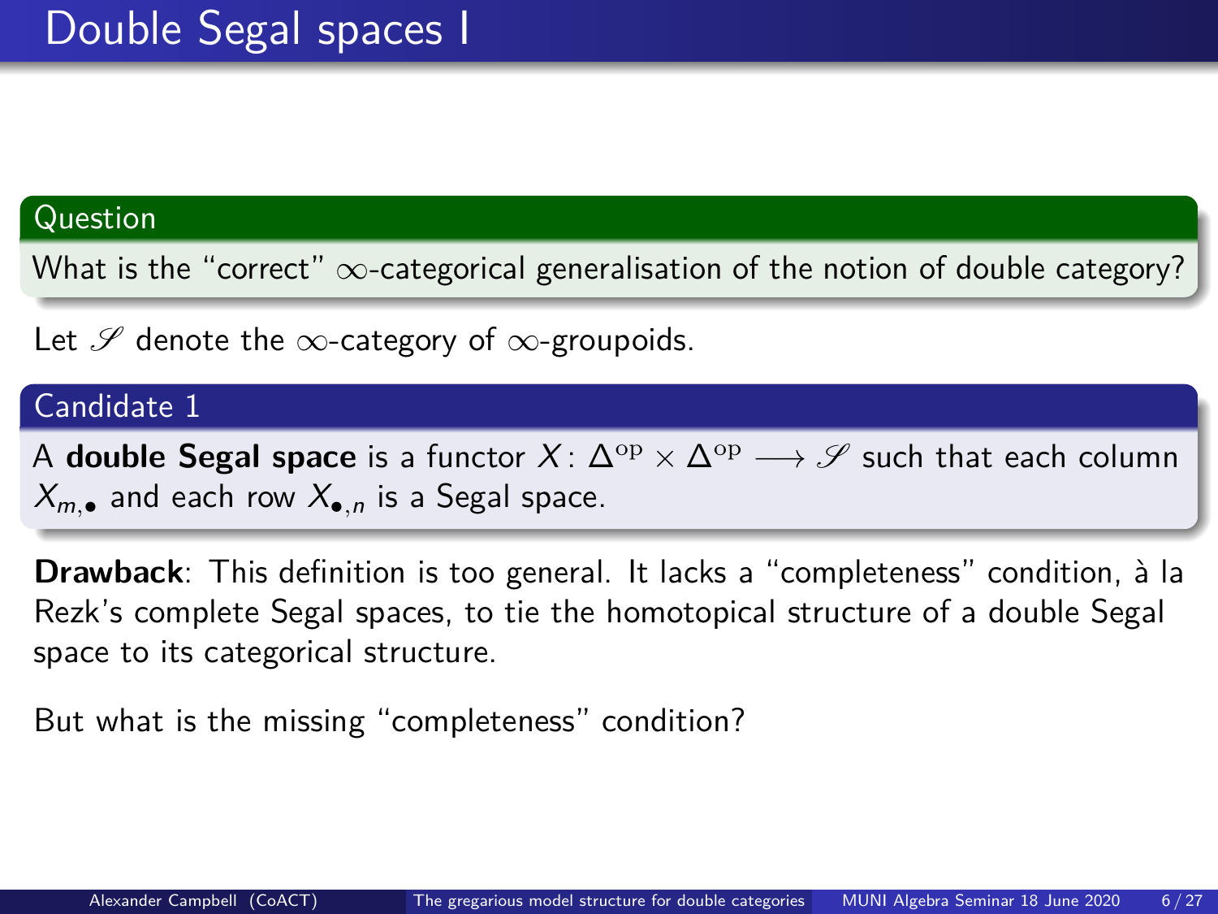# Double Segal spaces I

**Question**

What is the "correct" $\infty$-categorical generalisation of the notion of double category?

Let $\mathscr{S}$ denote the $\infty$-category of $\infty$-groupoids.

**Candidate 1**

A **double Segal space** is a functor $X \colon \Delta^{\mathrm{op}} \times \Delta^{\mathrm{op}} \longrightarrow \mathscr{S}$ such that each column $X_{m,\bullet}$ and each row $X_{\bullet,n}$ is a Segal space.

**Drawback**: This definition is too general. It lacks a "completeness" condition, à la Rezk's complete Segal spaces, to tie the homotopical structure of a double Segal space to its categorical structure.

But what is the missing "completeness" condition?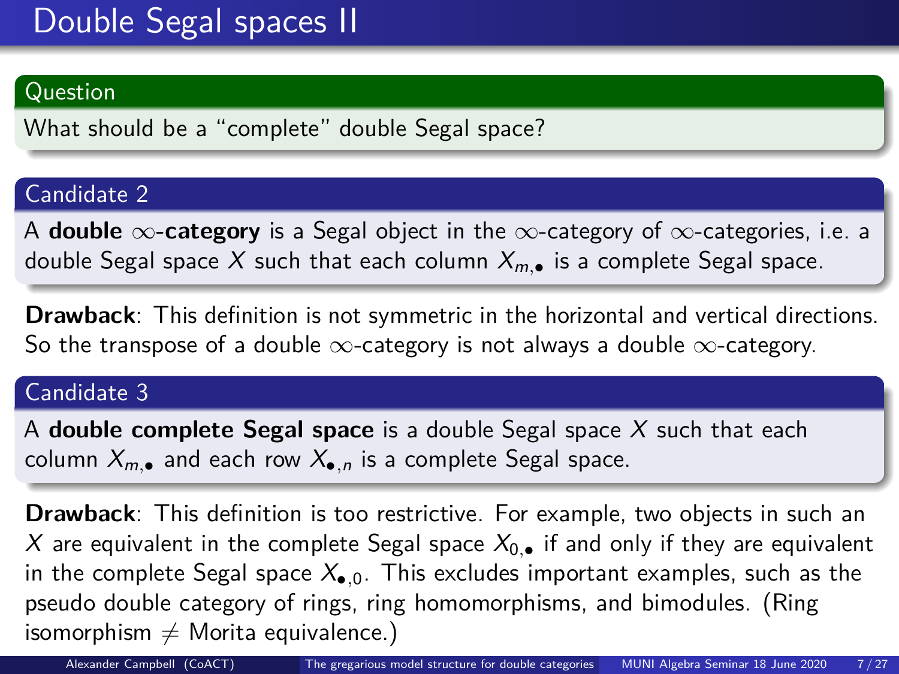# Double Segal spaces II

### Question

What should be a "complete" double Segal space?

### Candidate 2

A **double $\infty$-category** is a Segal object in the $\infty$-category of $\infty$-categories, i.e. a double Segal space $X$ such that each column $X_{m,\bullet}$ is a complete Segal space.

**Drawback**: This definition is not symmetric in the horizontal and vertical directions. So the transpose of a double $\infty$-category is not always a double $\infty$-category.

### Candidate 3

A **double complete Segal space** is a double Segal space $X$ such that each column $X_{m,\bullet}$ and each row $X_{\bullet,n}$ is a complete Segal space.

**Drawback**: This definition is too restrictive. For example, two objects in such an $X$ are equivalent in the complete Segal space $X_{0,\bullet}$ if and only if they are equivalent in the complete Segal space $X_{\bullet,0}$. This excludes important examples, such as the pseudo double category of rings, ring homomorphisms, and bimodules. (Ring isomorphism $\neq$ Morita equivalence.)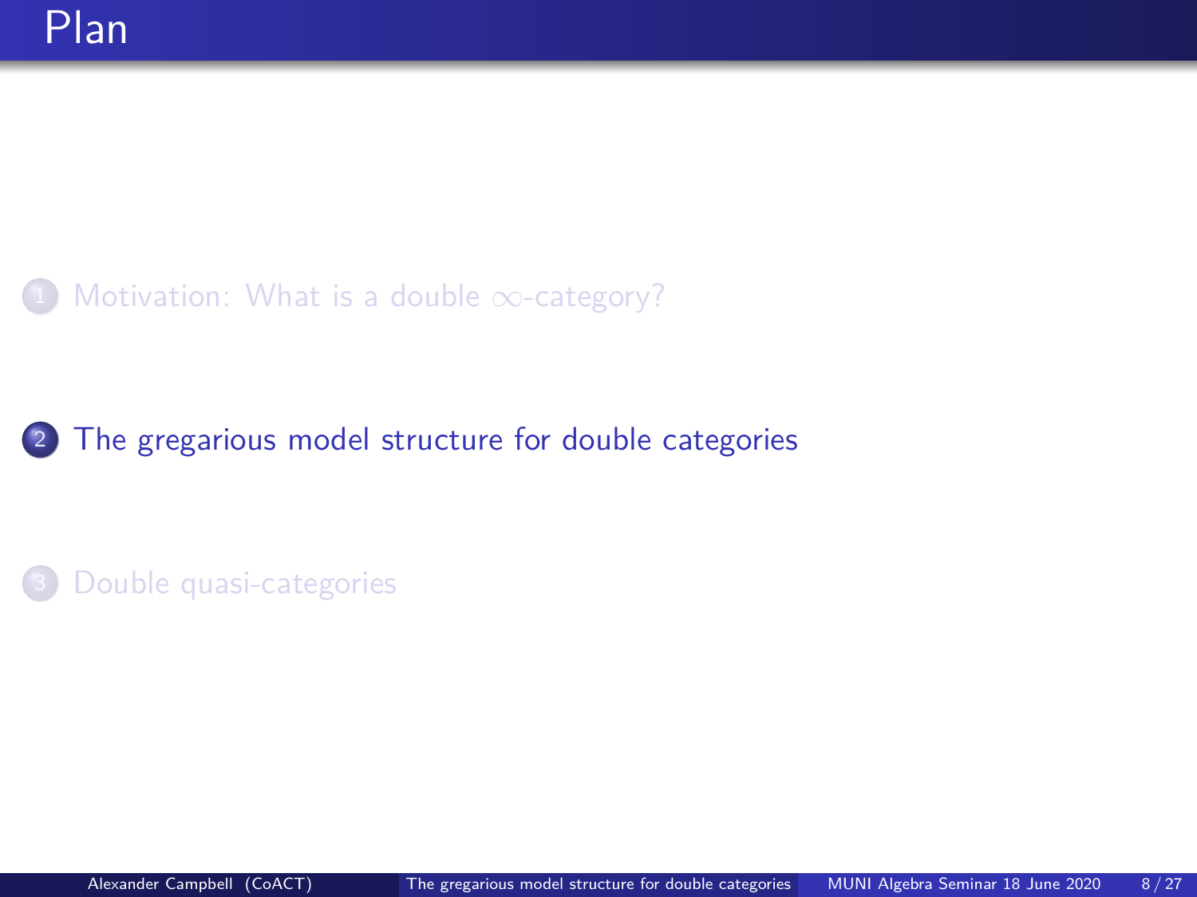# Plan

1. Motivation: What is a double $\infty$-category?

2. The gregarious model structure for double categories

3. Double quasi-categories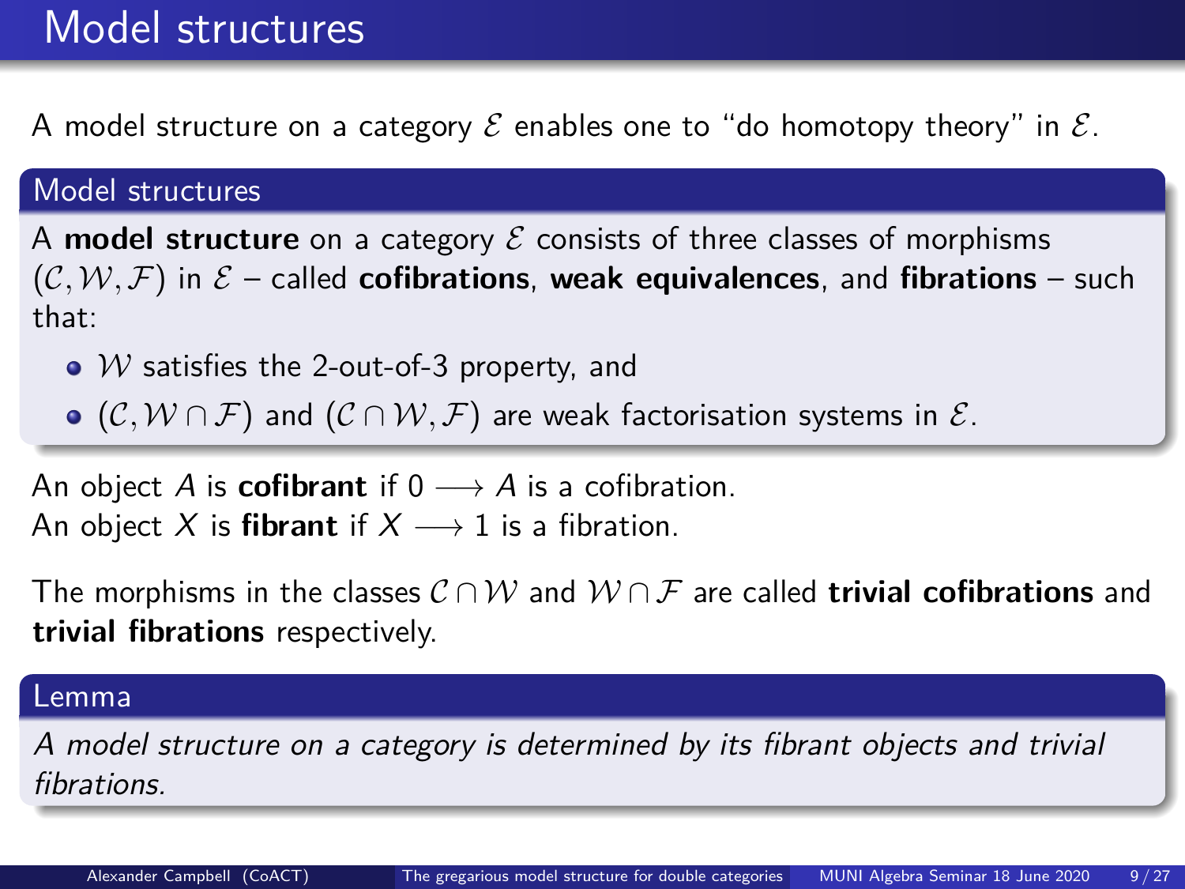# Model structures

A model structure on a category $\mathcal{E}$ enables one to "do homotopy theory" in $\mathcal{E}$.

## Model structures

A **model structure** on a category $\mathcal{E}$ consists of three classes of morphisms $(\mathcal{C}, \mathcal{W}, \mathcal{F})$ in $\mathcal{E}$ – called **cofibrations**, **weak equivalences**, and **fibrations** – such that:

- $\mathcal{W}$ satisfies the 2-out-of-3 property, and
- $(\mathcal{C}, \mathcal{W} \cap \mathcal{F})$ and $(\mathcal{C} \cap \mathcal{W}, \mathcal{F})$ are weak factorisation systems in $\mathcal{E}$.

An object $A$ is **cofibrant** if $0 \longrightarrow A$ is a cofibration.
An object $X$ is **fibrant** if $X \longrightarrow 1$ is a fibration.

The morphisms in the classes $\mathcal{C} \cap \mathcal{W}$ and $\mathcal{W} \cap \mathcal{F}$ are called **trivial cofibrations** and **trivial fibrations** respectively.

## Lemma

*A model structure on a category is determined by its fibrant objects and trivial fibrations.*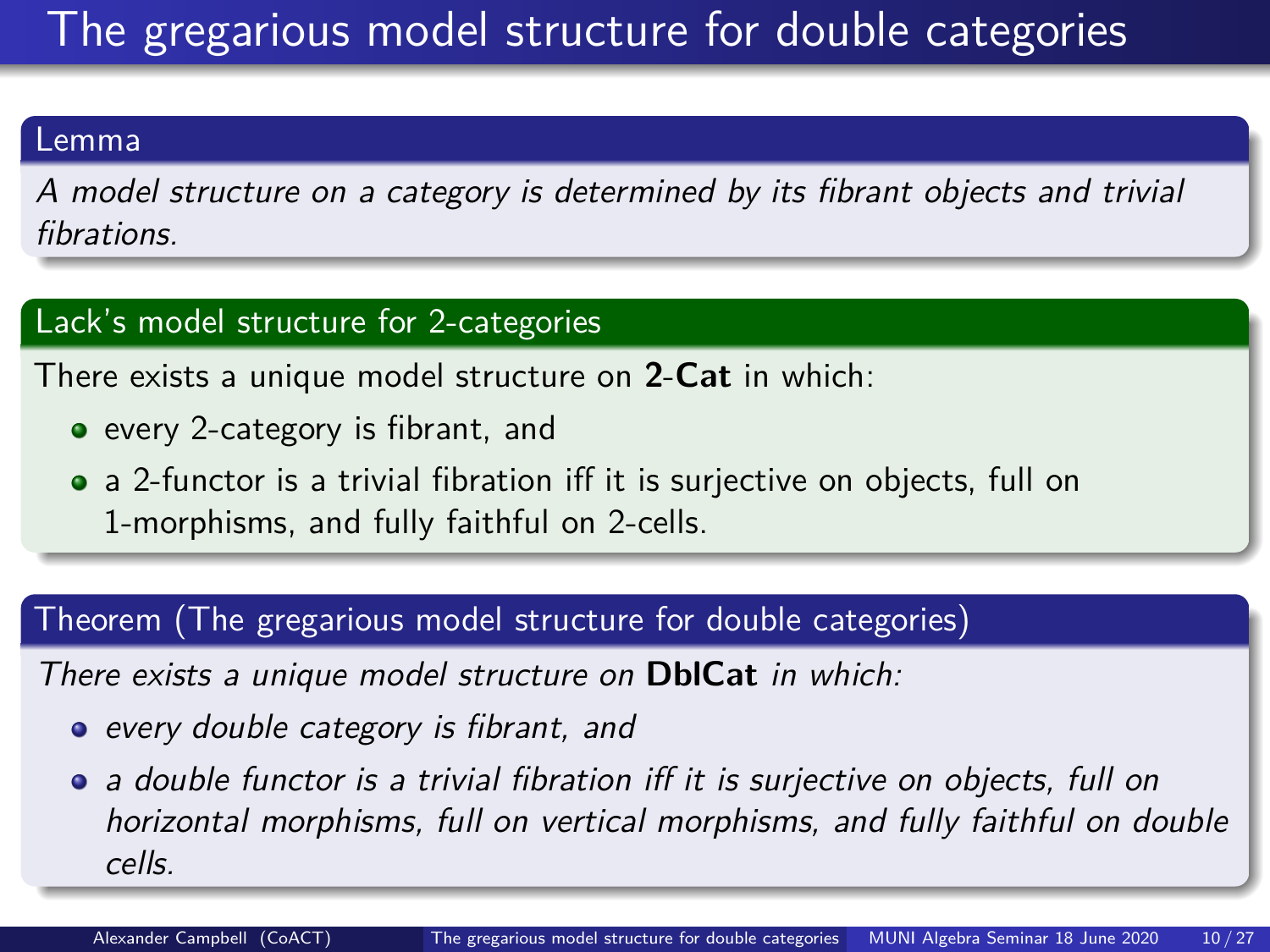# The gregarious model structure for double categories

### Lemma

*A model structure on a category is determined by its fibrant objects and trivial fibrations.*

### Lack's model structure for 2-categories

There exists a unique model structure on **2-Cat** in which:

- every 2-category is fibrant, and
- a 2-functor is a trivial fibration iff it is surjective on objects, full on 1-morphisms, and fully faithful on 2-cells.

### Theorem (The gregarious model structure for double categories)

*There exists a unique model structure on* **DblCat** *in which:*

- *every double category is fibrant, and*
- *a double functor is a trivial fibration iff it is surjective on objects, full on horizontal morphisms, full on vertical morphisms, and fully faithful on double cells.*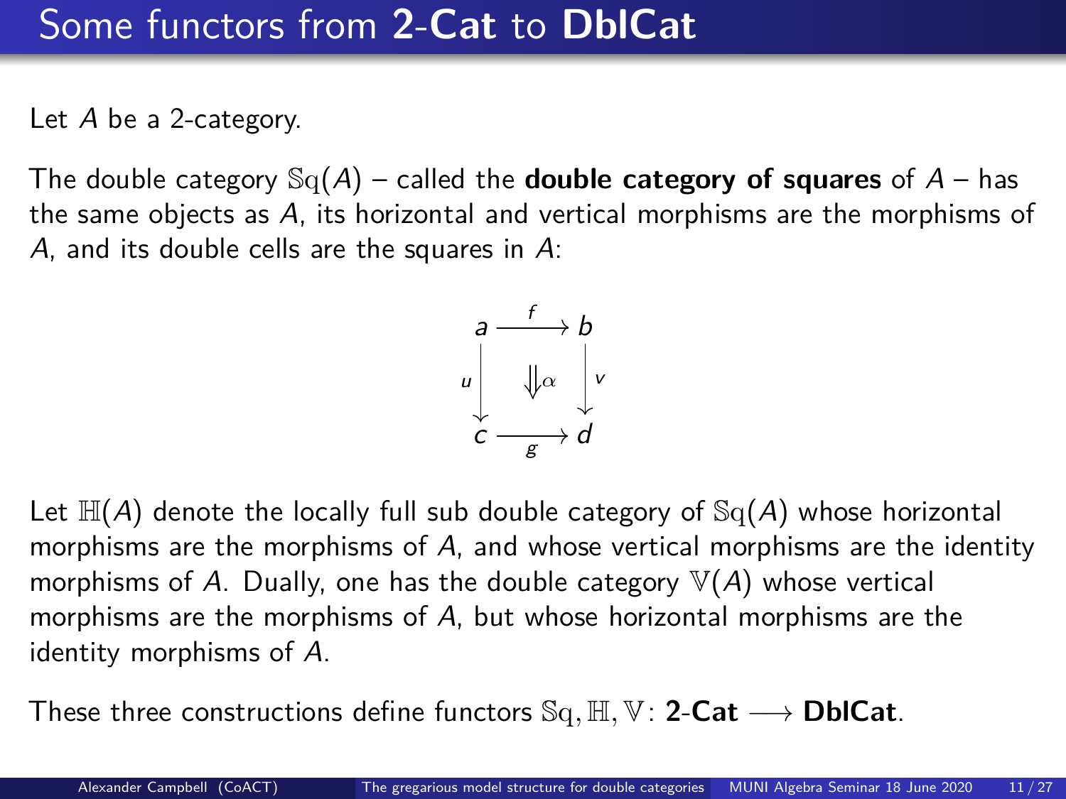# Some functors from **2-Cat** to **DblCat**

Let $A$ be a 2-category.

The double category $\mathbb{S}\mathrm{q}(A)$ – called the **double category of squares** of $A$ – has the same objects as $A$, its horizontal and vertical morphisms are the morphisms of $A$, and its double cells are the squares in $A$:

$$
\begin{array}{ccc}
a & \xrightarrow{\ f\ } & b \\
{\scriptstyle u}\big\downarrow & \Downarrow \alpha & \big\downarrow{\scriptstyle v} \\
c & \xrightarrow[\ g\ ]{} & d
\end{array}
$$

Let $\mathbb{H}(A)$ denote the locally full sub double category of $\mathbb{S}\mathrm{q}(A)$ whose horizontal morphisms are the morphisms of $A$, and whose vertical morphisms are the identity morphisms of $A$. Dually, one has the double category $\mathbb{V}(A)$ whose vertical morphisms are the morphisms of $A$, but whose horizontal morphisms are the identity morphisms of $A$.

These three constructions define functors $\mathbb{S}\mathrm{q}, \mathbb{H}, \mathbb{V} \colon$ **2-Cat** $\longrightarrow$ **DblCat**.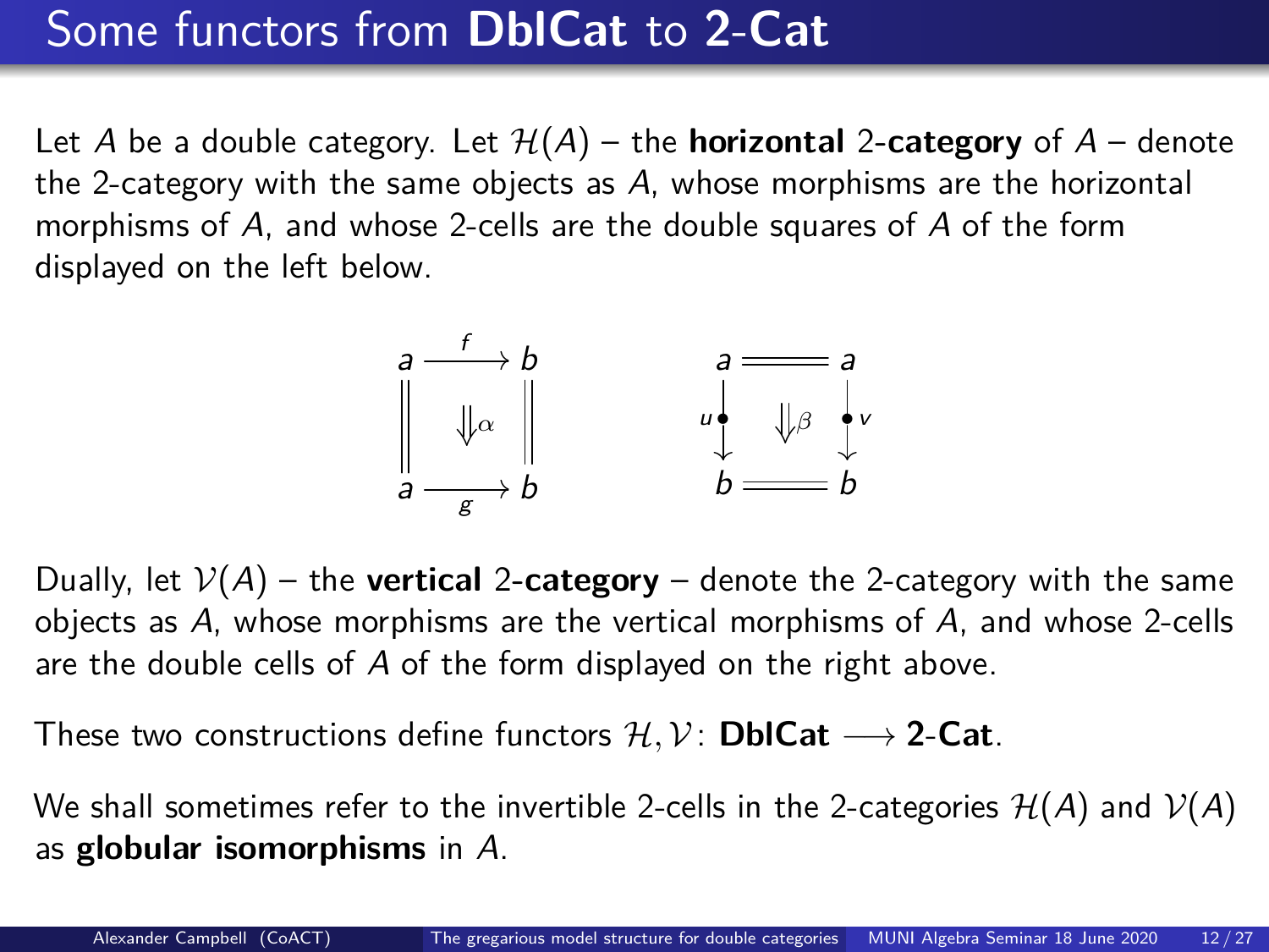# Some functors from **DblCat** to **2-Cat**

Let $A$ be a double category. Let $\mathcal{H}(A)$ – the **horizontal 2-category** of $A$ – denote the 2-category with the same objects as $A$, whose morphisms are the horizontal morphisms of $A$, and whose 2-cells are the double squares of $A$ of the form displayed on the left below.

$$
\begin{array}{ccc}
a & \xrightarrow{f} & b \\
\| & \Downarrow \alpha & \| \\
a & \xrightarrow[g]{} & b
\end{array}
\qquad\qquad
\begin{array}{ccc}
a & = & a \\
{\scriptstyle u}\downarrow & \Downarrow \beta & \downarrow{\scriptstyle v} \\
b & = & b
\end{array}
$$

Dually, let $\mathcal{V}(A)$ – the **vertical 2-category** – denote the 2-category with the same objects as $A$, whose morphisms are the vertical morphisms of $A$, and whose 2-cells are the double cells of $A$ of the form displayed on the right above.

These two constructions define functors $\mathcal{H}, \mathcal{V} \colon \mathbf{DblCat} \longrightarrow \mathbf{2\text{-}Cat}$.

We shall sometimes refer to the invertible 2-cells in the 2-categories $\mathcal{H}(A)$ and $\mathcal{V}(A)$ as **globular isomorphisms** in $A$.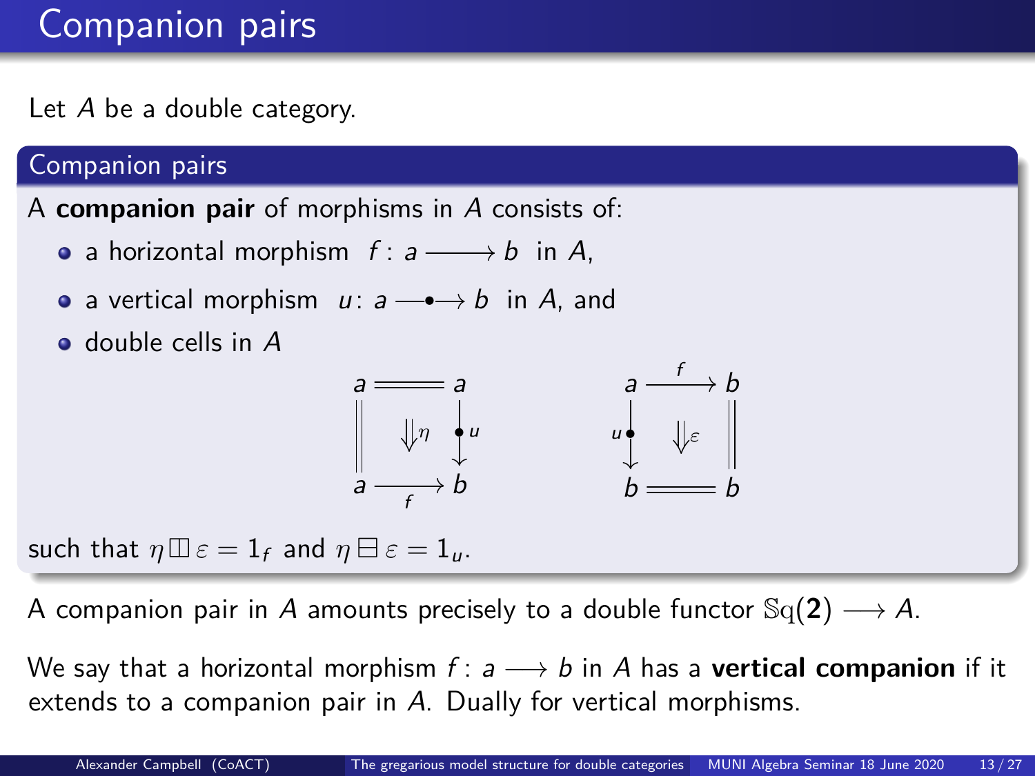# Companion pairs

Let $A$ be a double category.

## Companion pairs

A **companion pair** of morphisms in $A$ consists of:

- a horizontal morphism $f\colon a \longrightarrow b$ in $A$,
- a vertical morphism $u\colon a \longrightarrow\!\!\bullet\!\!\longrightarrow b$ in $A$, and
- double cells in $A$

$$
\begin{array}{ccc}
a & = = = & a \\
\| & \Downarrow \eta & \downarrow u \\
a & \xrightarrow[f]{} & b
\end{array}
\qquad\qquad
\begin{array}{ccc}
a & \xrightarrow{f} & b \\
u \downarrow & \Downarrow \varepsilon & \| \\
b & = = = & b
\end{array}
$$

such that $\eta \boxbar \varepsilon = 1_f$ and $\eta \boxminus \varepsilon = 1_u$.

A companion pair in $A$ amounts precisely to a double functor $\mathbb{S}\mathrm{q}(\mathbf{2}) \longrightarrow A$.

We say that a horizontal morphism $f\colon a \longrightarrow b$ in $A$ has a **vertical companion** if it extends to a companion pair in $A$. Dually for vertical morphisms.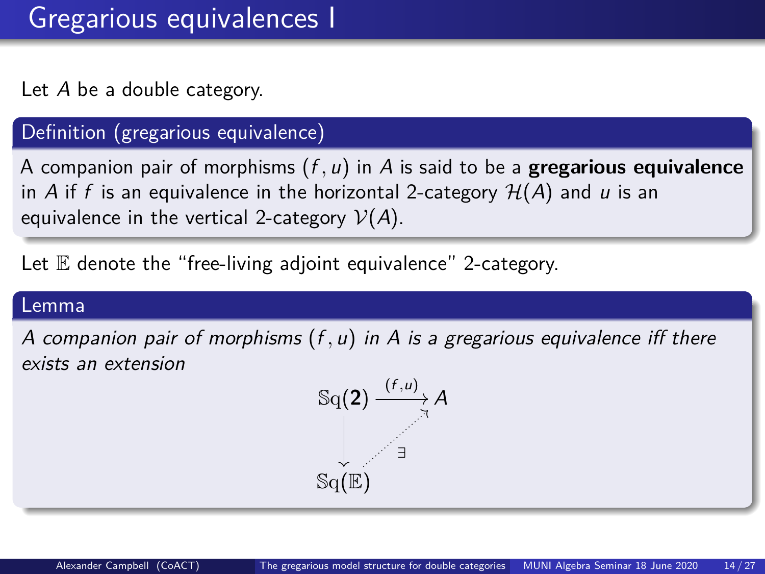# Gregarious equivalences I

Let $A$ be a double category.

**Definition (gregarious equivalence)**

A companion pair of morphisms $(f, u)$ in $A$ is said to be a **gregarious equivalence** in $A$ if $f$ is an equivalence in the horizontal 2-category $\mathcal{H}(A)$ and $u$ is an equivalence in the vertical 2-category $\mathcal{V}(A)$.

Let $\mathbb{E}$ denote the "free-living adjoint equivalence" 2-category.

**Lemma**

*A companion pair of morphisms $(f, u)$ in $A$ is a gregarious equivalence iff there exists an extension*

$$\begin{array}{ccc} \mathbb{S}\mathrm{q}(\mathbf{2}) & \xrightarrow{(f,u)} & A \\ \big\downarrow & \nearrow_{\exists} & \\ \mathbb{S}\mathrm{q}(\mathbb{E}) & & \end{array}$$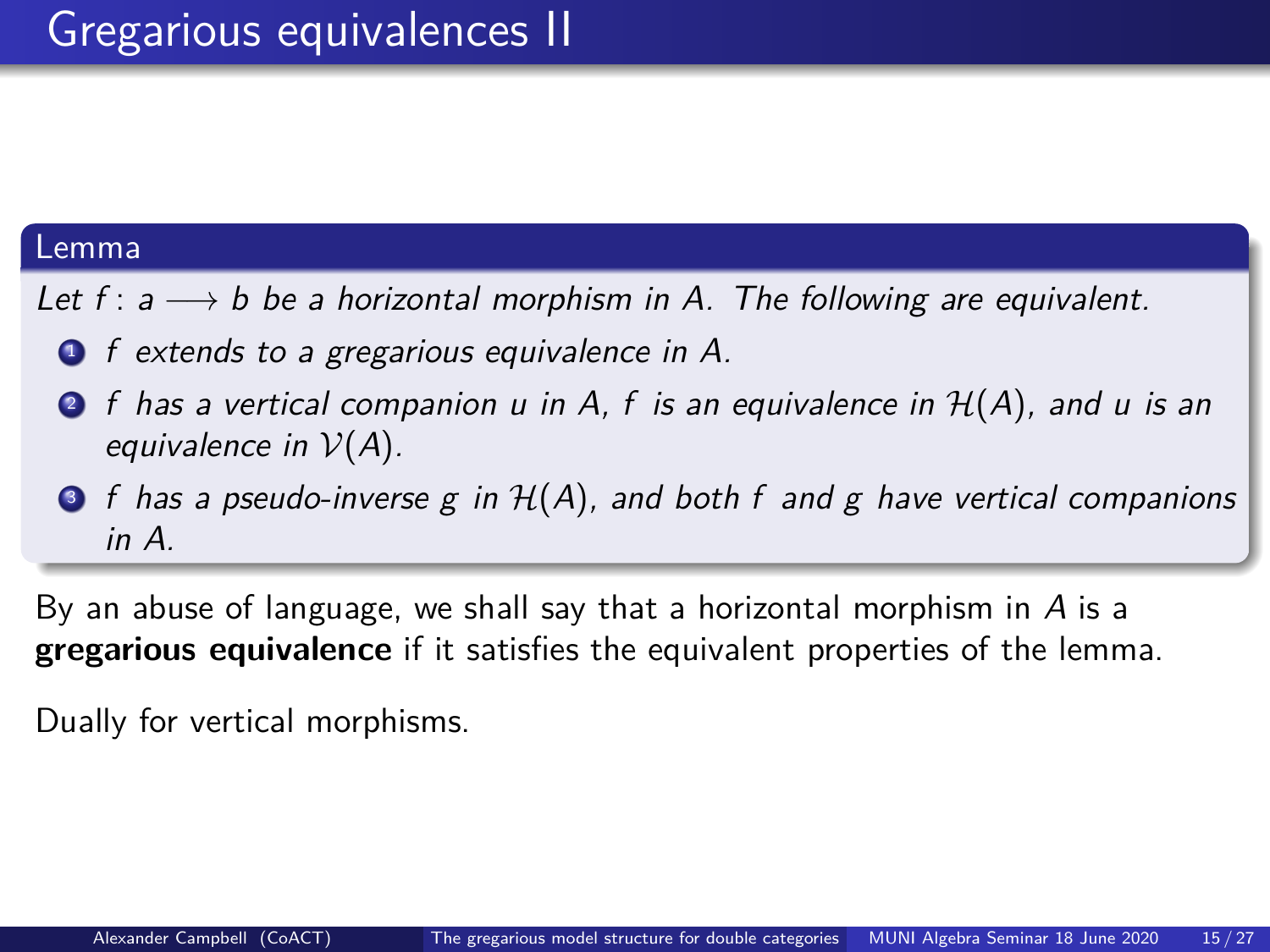# Gregarious equivalences II

**Lemma**

*Let $f \colon a \longrightarrow b$ be a horizontal morphism in $A$. The following are equivalent.*

1. *$f$ extends to a gregarious equivalence in $A$.*
2. *$f$ has a vertical companion $u$ in $A$, $f$ is an equivalence in $\mathcal{H}(A)$, and $u$ is an equivalence in $\mathcal{V}(A)$.*
3. *$f$ has a pseudo-inverse $g$ in $\mathcal{H}(A)$, and both $f$ and $g$ have vertical companions in $A$.*

By an abuse of language, we shall say that a horizontal morphism in $A$ is a **gregarious equivalence** if it satisfies the equivalent properties of the lemma.

Dually for vertical morphisms.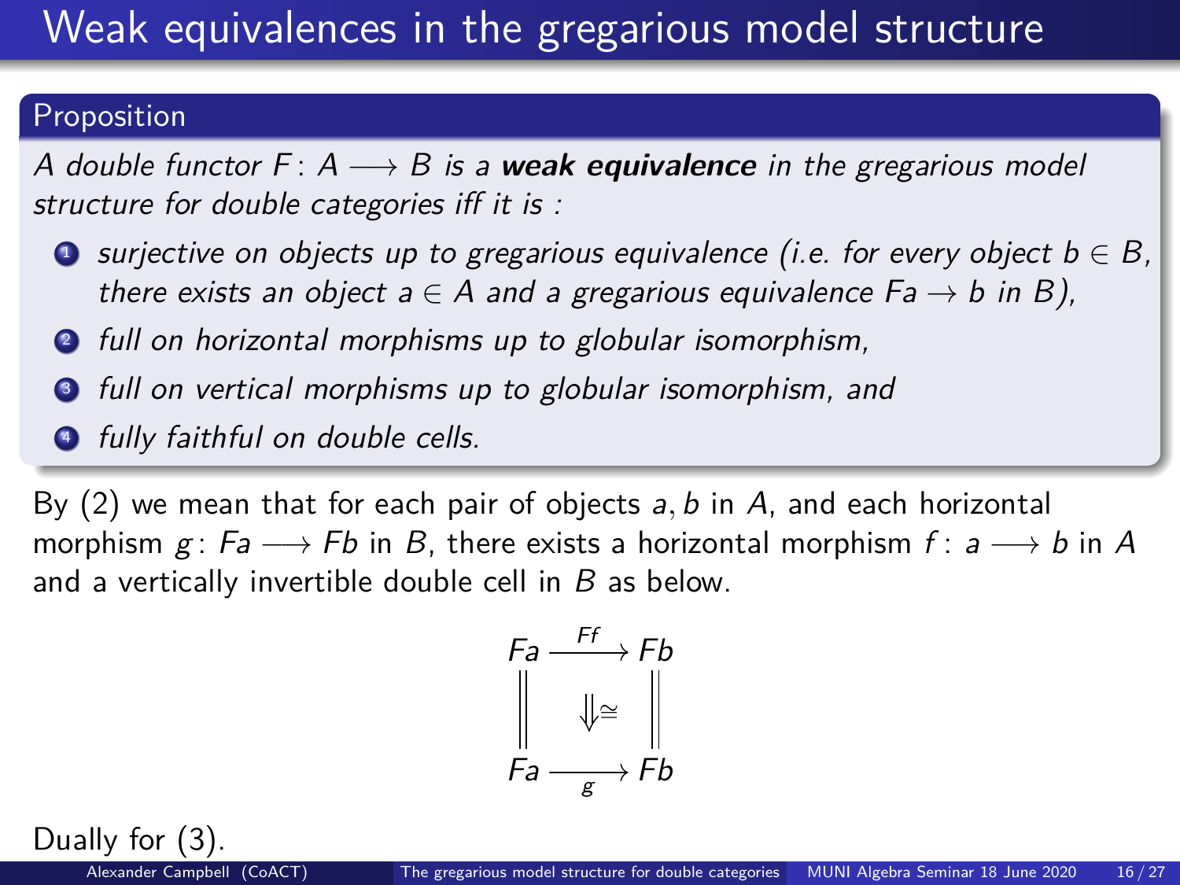# Weak equivalences in the gregarious model structure

**Proposition**

*A double functor $F\colon A \longrightarrow B$ is a **weak equivalence** in the gregarious model structure for double categories iff it is :*

1. *surjective on objects up to gregarious equivalence (i.e. for every object $b \in B$, there exists an object $a \in A$ and a gregarious equivalence $Fa \to b$ in $B$),*
2. *full on horizontal morphisms up to globular isomorphism,*
3. *full on vertical morphisms up to globular isomorphism, and*
4. *fully faithful on double cells.*

By (2) we mean that for each pair of objects $a, b$ in $A$, and each horizontal morphism $g\colon Fa \longrightarrow Fb$ in $B$, there exists a horizontal morphism $f\colon a \longrightarrow b$ in $A$ and a vertically invertible double cell in $B$ as below.

$$\begin{array}{ccc} Fa & \xrightarrow{Ff} & Fb \\ \Big\| & \Downarrow\cong & \Big\| \\ Fa & \xrightarrow[g]{} & Fb \end{array}$$

Dually for (3).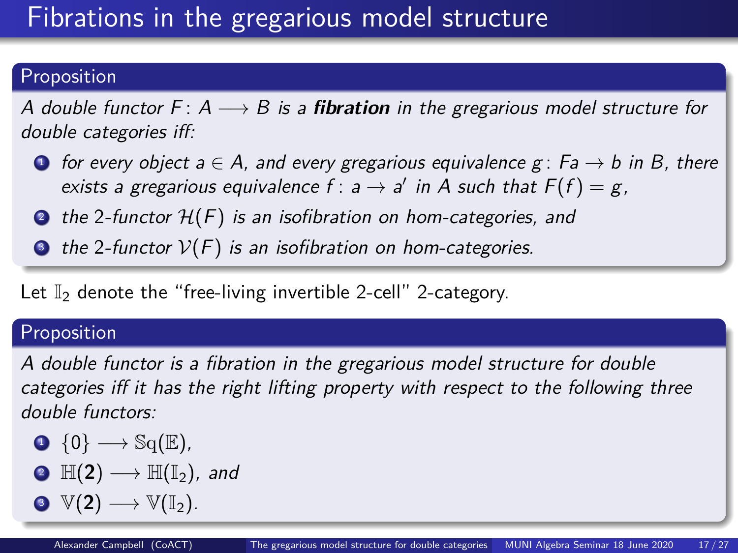# Fibrations in the gregarious model structure

**Proposition**

*A double functor $F\colon A \longrightarrow B$ is a **fibration** in the gregarious model structure for double categories iff:*

1. *for every object $a \in A$, and every gregarious equivalence $g\colon Fa \to b$ in $B$, there exists a gregarious equivalence $f\colon a \to a'$ in $A$ such that $F(f) = g$,*
2. *the 2-functor $\mathcal{H}(F)$ is an isofibration on hom-categories, and*
3. *the 2-functor $\mathcal{V}(F)$ is an isofibration on hom-categories.*

Let $\mathbb{I}_2$ denote the "free-living invertible 2-cell" 2-category.

**Proposition**

*A double functor is a fibration in the gregarious model structure for double categories iff it has the right lifting property with respect to the following three double functors:*

1. $\{0\} \longrightarrow \mathbb{S}\mathrm{q}(\mathbb{E})$,
2. $\mathbb{H}(\mathbf{2}) \longrightarrow \mathbb{H}(\mathbb{I}_2)$, *and*
3. $\mathbb{V}(\mathbf{2}) \longrightarrow \mathbb{V}(\mathbb{I}_2)$.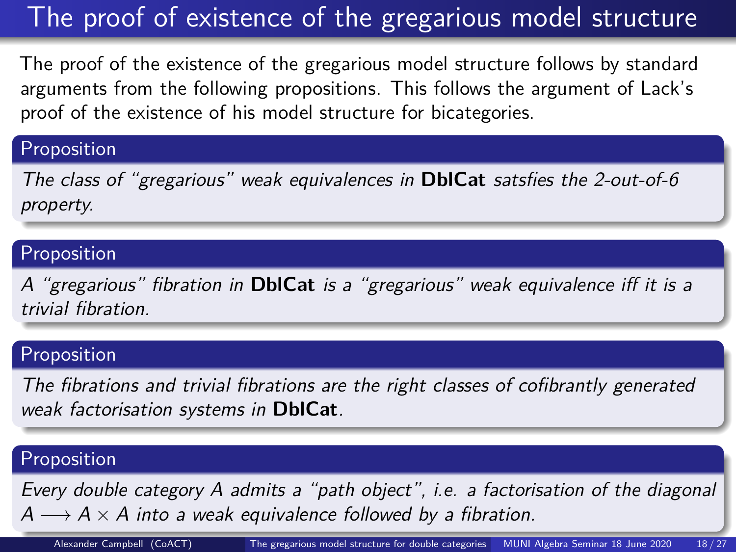# The proof of existence of the gregarious model structure

The proof of the existence of the gregarious model structure follows by standard arguments from the following propositions. This follows the argument of Lack's proof of the existence of his model structure for bicategories.

**Proposition**

*The class of "gregarious" weak equivalences in* **DblCat** *satsfies the 2-out-of-6 property.*

**Proposition**

*A "gregarious" fibration in* **DblCat** *is a "gregarious" weak equivalence iff it is a trivial fibration.*

**Proposition**

*The fibrations and trivial fibrations are the right classes of cofibrantly generated weak factorisation systems in* **DblCat**.

**Proposition**

*Every double category $A$ admits a "path object", i.e. a factorisation of the diagonal $A \longrightarrow A \times A$ into a weak equivalence followed by a fibration.*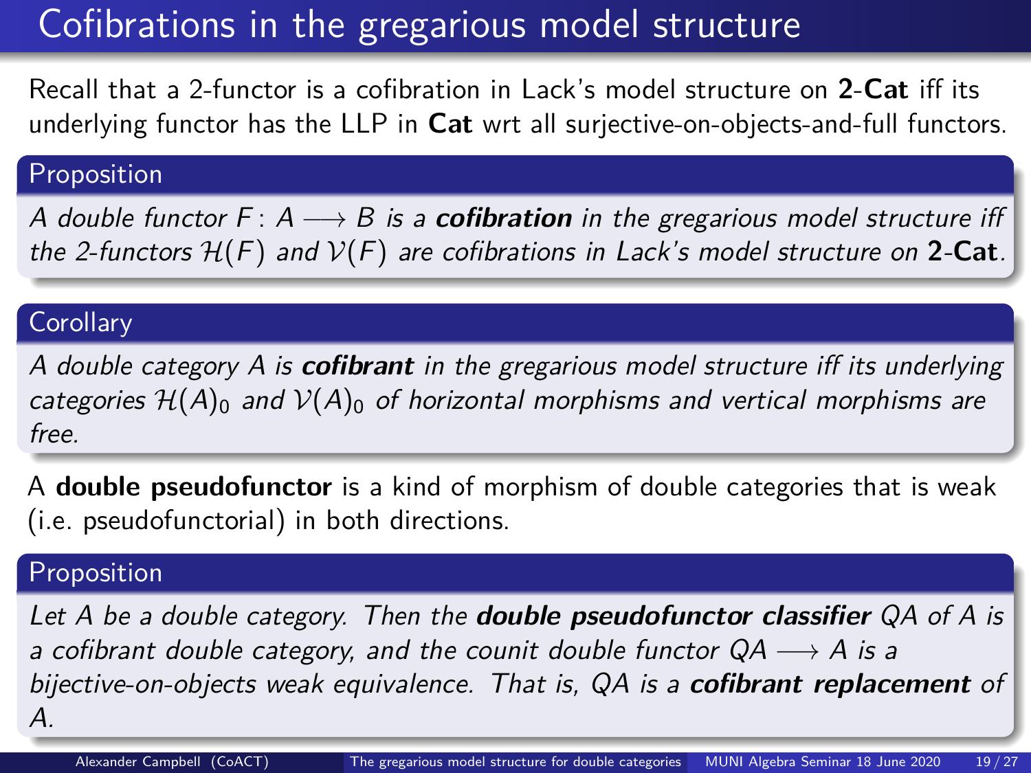# Cofibrations in the gregarious model structure

Recall that a 2-functor is a cofibration in Lack's model structure on **2-Cat** iff its underlying functor has the LLP in **Cat** wrt all surjective-on-objects-and-full functors.

**Proposition**

*A double functor $F \colon A \longrightarrow B$ is a **cofibration** in the gregarious model structure iff the 2-functors $\mathcal{H}(F)$ and $\mathcal{V}(F)$ are cofibrations in Lack's model structure on **2-Cat**.*

**Corollary**

*A double category $A$ is **cofibrant** in the gregarious model structure iff its underlying categories $\mathcal{H}(A)_0$ and $\mathcal{V}(A)_0$ of horizontal morphisms and vertical morphisms are free.*

A **double pseudofunctor** is a kind of morphism of double categories that is weak (i.e. pseudofunctorial) in both directions.

**Proposition**

*Let $A$ be a double category. Then the **double pseudofunctor classifier** $QA$ of $A$ is a cofibrant double category, and the counit double functor $QA \longrightarrow A$ is a bijective-on-objects weak equivalence. That is, $QA$ is a **cofibrant replacement** of $A$.*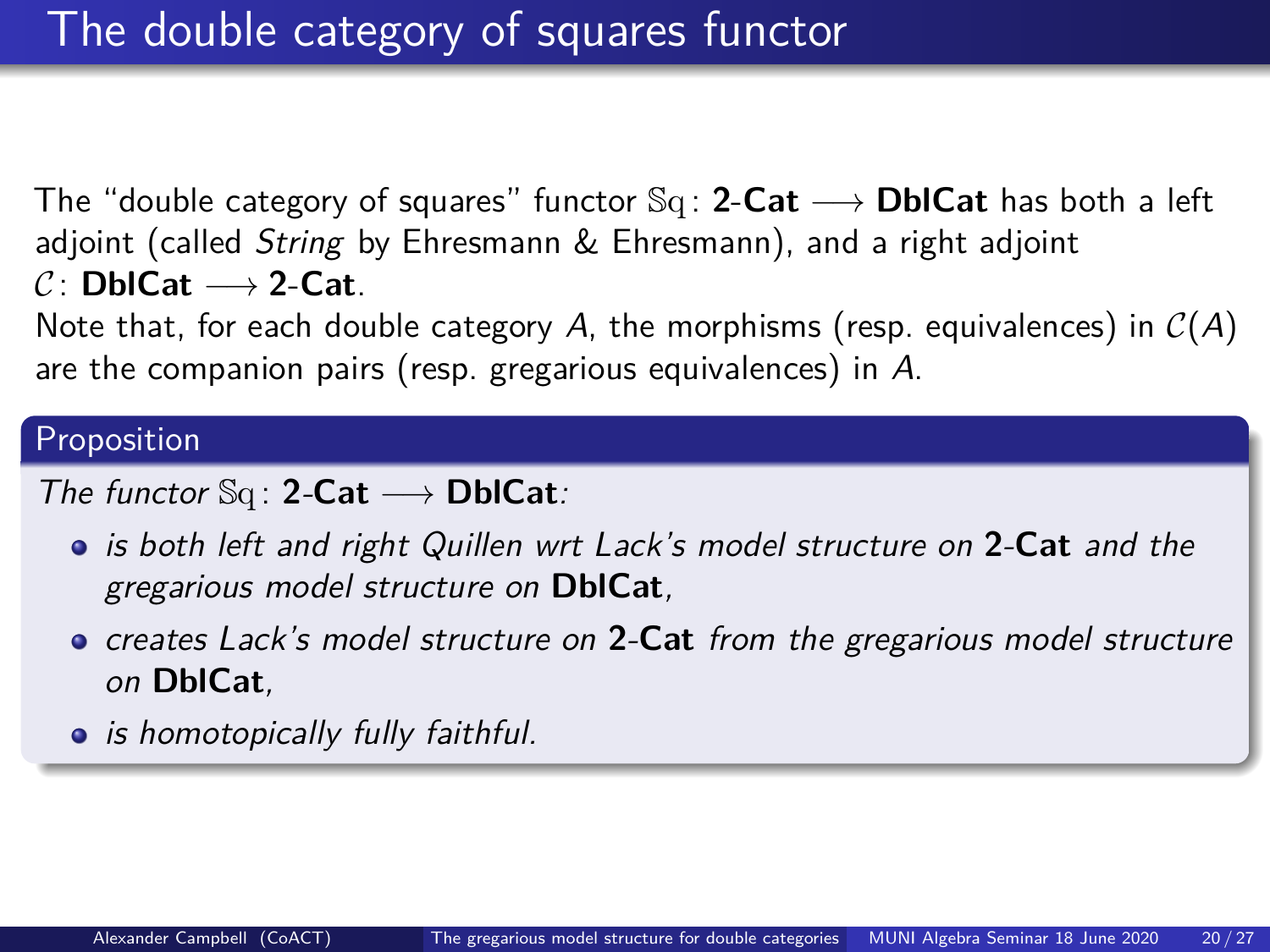# The double category of squares functor

The "double category of squares" functor $\mathbb{Sq} \colon \mathbf{2\text{-}Cat} \longrightarrow \mathbf{DblCat}$ has both a left adjoint (called *String* by Ehresmann & Ehresmann), and a right adjoint $\mathcal{C} \colon \mathbf{DblCat} \longrightarrow \mathbf{2\text{-}Cat}$.

Note that, for each double category $A$, the morphisms (resp. equivalences) in $\mathcal{C}(A)$ are the companion pairs (resp. gregarious equivalences) in $A$.

**Proposition**

*The functor $\mathbb{Sq} \colon \mathbf{2\text{-}Cat} \longrightarrow \mathbf{DblCat}$:*

- *is both left and right Quillen wrt Lack's model structure on* **2-Cat** *and the gregarious model structure on* **DblCat***,*
- *creates Lack's model structure on* **2-Cat** *from the gregarious model structure on* **DblCat***,*
- *is homotopically fully faithful.*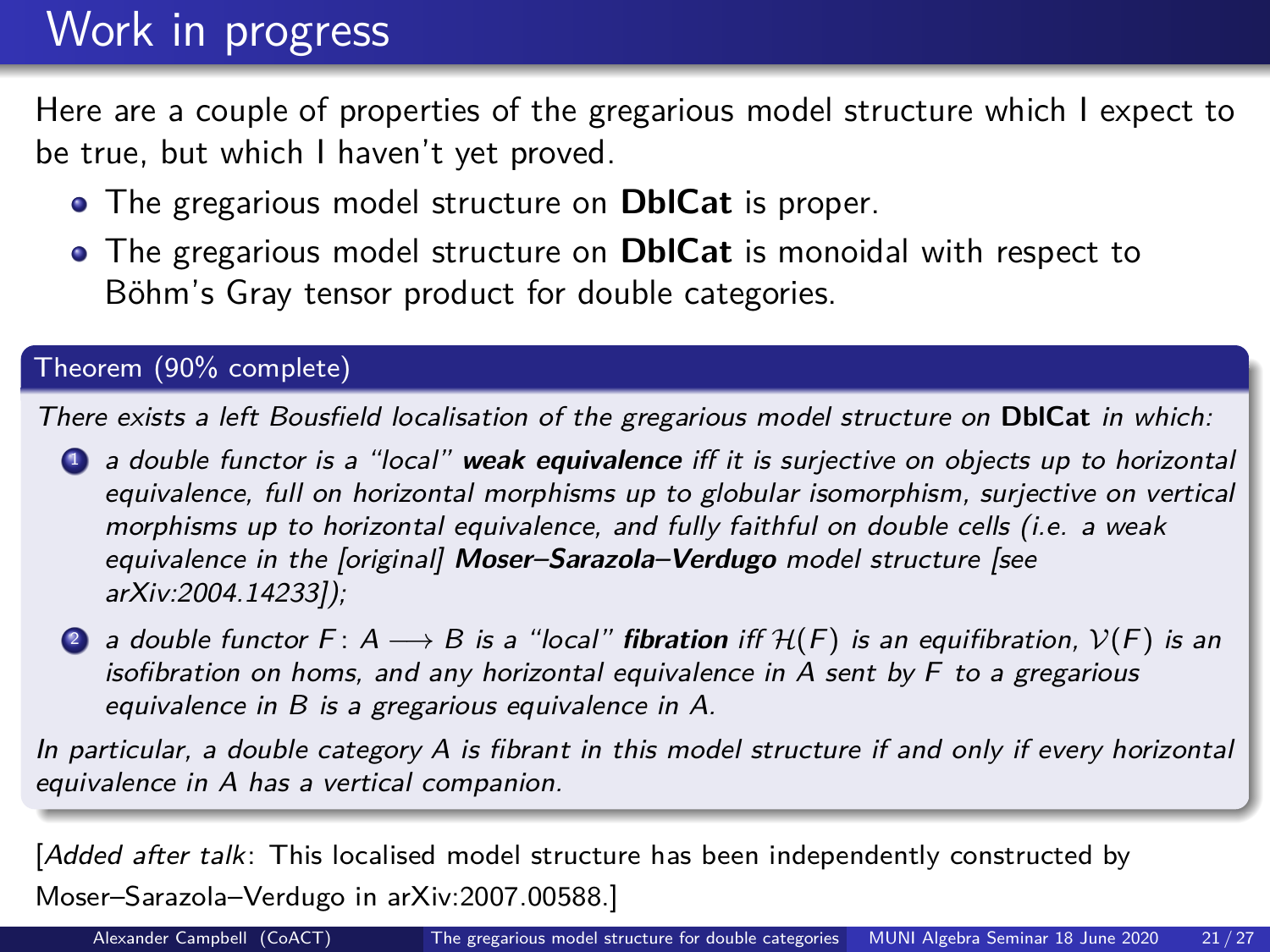# Work in progress

Here are a couple of properties of the gregarious model structure which I expect to be true, but which I haven't yet proved.

- The gregarious model structure on **DblCat** is proper.
- The gregarious model structure on **DblCat** is monoidal with respect to Böhm's Gray tensor product for double categories.

**Theorem (90% complete)**

*There exists a left Bousfield localisation of the gregarious model structure on* **DblCat** *in which:*

1. *a double functor is a "local"* ***weak equivalence*** *iff it is surjective on objects up to horizontal equivalence, full on horizontal morphisms up to globular isomorphism, surjective on vertical morphisms up to horizontal equivalence, and fully faithful on double cells (i.e. a weak equivalence in the [original]* ***Moser–Sarazola–Verdugo*** *model structure [see arXiv:2004.14233]);*
2. *a double functor $F\colon A \longrightarrow B$ is a "local"* ***fibration*** *iff $\mathcal{H}(F)$ is an equifibration, $\mathcal{V}(F)$ is an isofibration on homs, and any horizontal equivalence in $A$ sent by $F$ to a gregarious equivalence in $B$ is a gregarious equivalence in $A$.*

*In particular, a double category $A$ is fibrant in this model structure if and only if every horizontal equivalence in $A$ has a vertical companion.*

[*Added after talk*: This localised model structure has been independently constructed by Moser–Sarazola–Verdugo in arXiv:2007.00588.]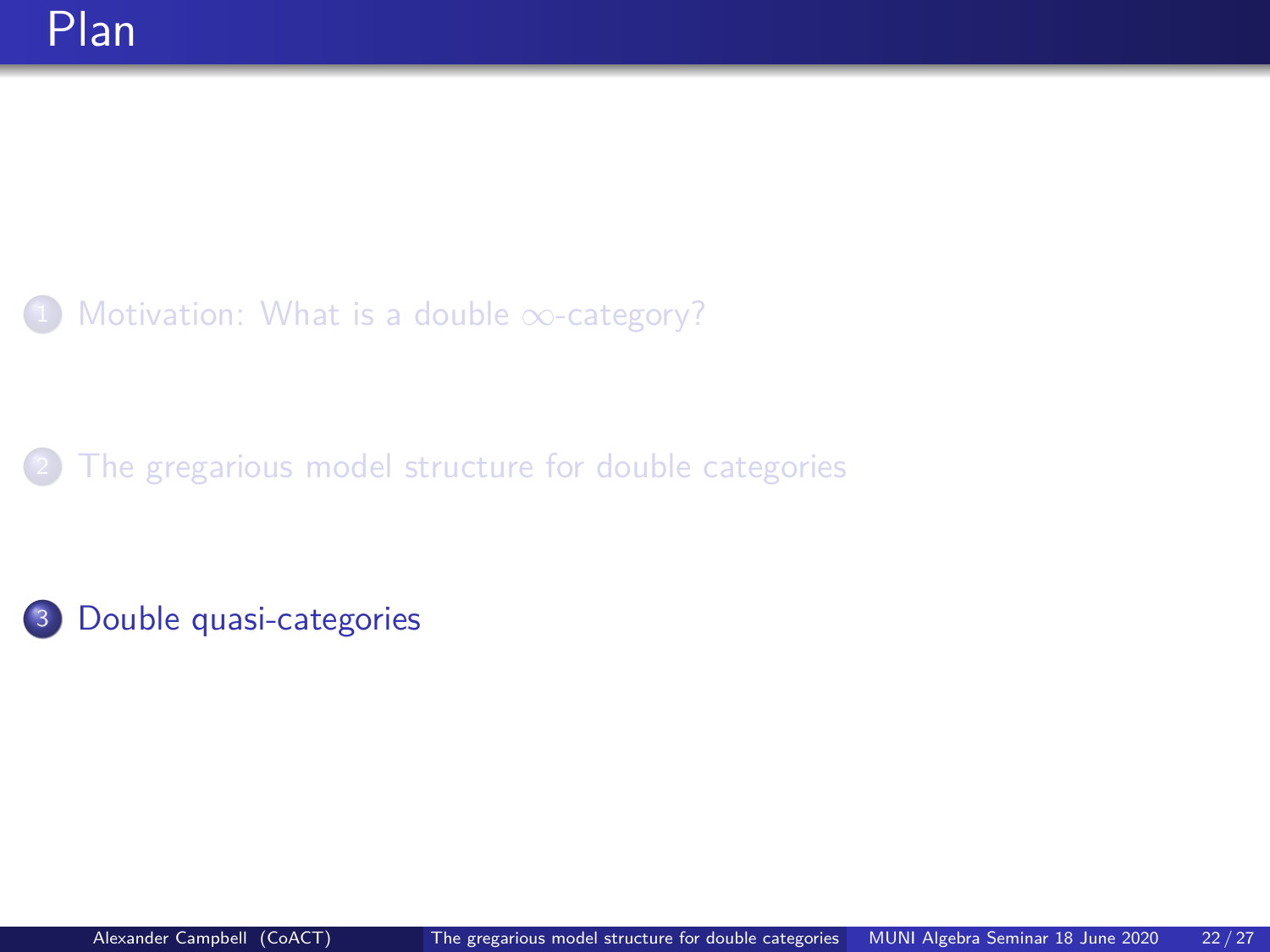# Plan

1. Motivation: What is a double $\infty$-category?
2. The gregarious model structure for double categories
3. Double quasi-categories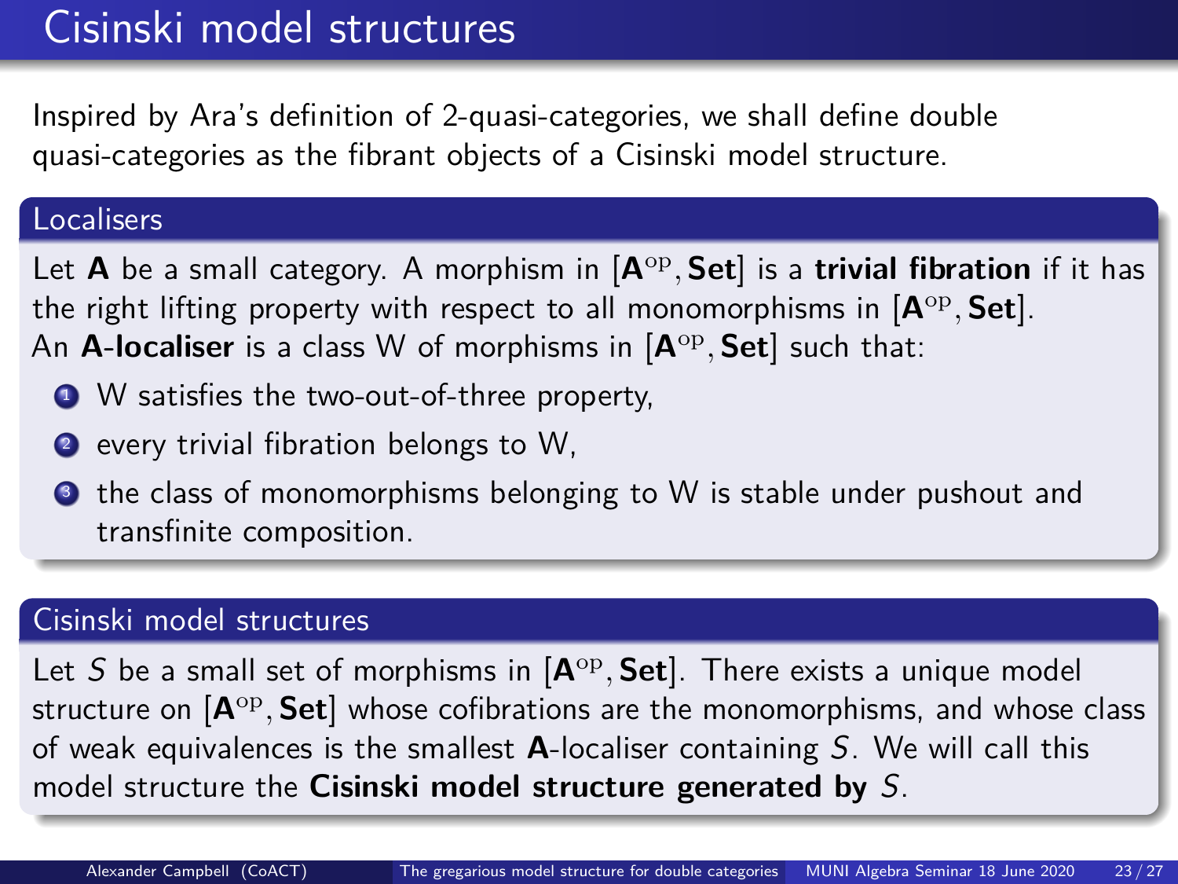# Cisinski model structures

Inspired by Ara's definition of 2-quasi-categories, we shall define double quasi-categories as the fibrant objects of a Cisinski model structure.

## Localisers

Let $\mathbf{A}$ be a small category. A morphism in $[\mathbf{A}^{\mathrm{op}}, \mathbf{Set}]$ is a **trivial fibration** if it has the right lifting property with respect to all monomorphisms in $[\mathbf{A}^{\mathrm{op}}, \mathbf{Set}]$.
An **$\mathbf{A}$-localiser** is a class W of morphisms in $[\mathbf{A}^{\mathrm{op}}, \mathbf{Set}]$ such that:

1. W satisfies the two-out-of-three property,
2. every trivial fibration belongs to W,
3. the class of monomorphisms belonging to W is stable under pushout and transfinite composition.

## Cisinski model structures

Let $S$ be a small set of morphisms in $[\mathbf{A}^{\mathrm{op}}, \mathbf{Set}]$. There exists a unique model structure on $[\mathbf{A}^{\mathrm{op}}, \mathbf{Set}]$ whose cofibrations are the monomorphisms, and whose class of weak equivalences is the smallest $\mathbf{A}$-localiser containing $S$. We will call this model structure the **Cisinski model structure generated by $S$**.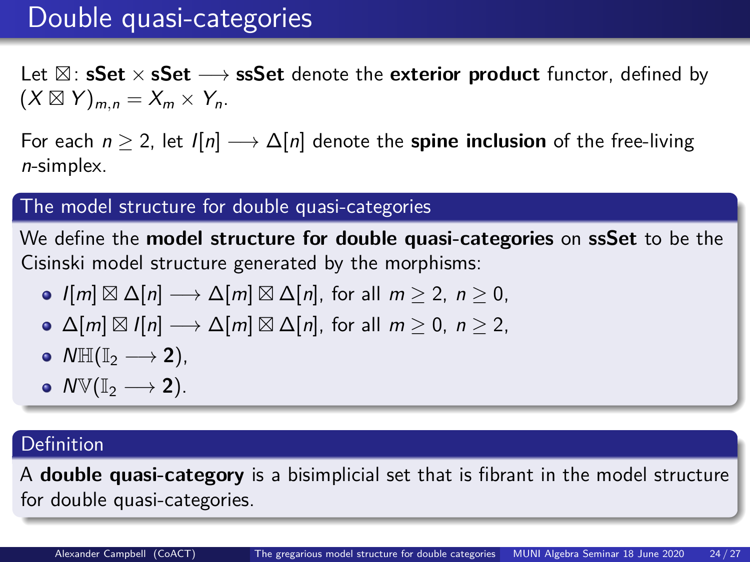# Double quasi-categories

Let $\boxtimes \colon \mathbf{sSet} \times \mathbf{sSet} \longrightarrow \mathbf{ssSet}$ denote the **exterior product** functor, defined by $(X \boxtimes Y)_{m,n} = X_m \times Y_n$.

For each $n \geq 2$, let $I[n] \longrightarrow \Delta[n]$ denote the **spine inclusion** of the free-living $n$-simplex.

## The model structure for double quasi-categories

We define the **model structure for double quasi-categories** on **ssSet** to be the Cisinski model structure generated by the morphisms:

- $I[m] \boxtimes \Delta[n] \longrightarrow \Delta[m] \boxtimes \Delta[n]$, for all $m \geq 2$, $n \geq 0$,
- $\Delta[m] \boxtimes I[n] \longrightarrow \Delta[m] \boxtimes \Delta[n]$, for all $m \geq 0$, $n \geq 2$,
- $N\mathbb{H}(\mathbb{I}_2 \longrightarrow \mathbf{2})$,
- $N\mathbb{V}(\mathbb{I}_2 \longrightarrow \mathbf{2})$.

## Definition

A **double quasi-category** is a bisimplicial set that is fibrant in the model structure for double quasi-categories.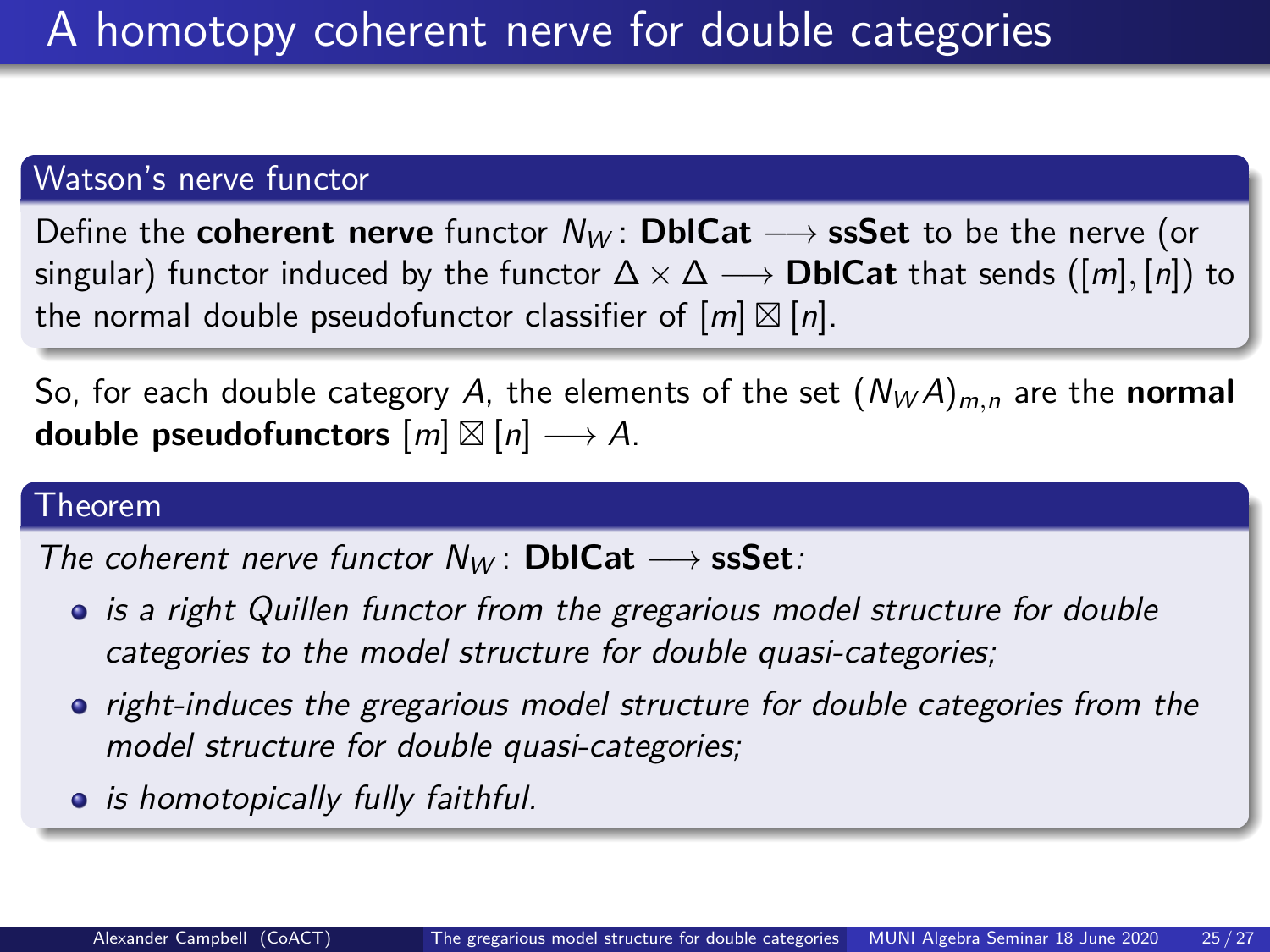# A homotopy coherent nerve for double categories

### Watson's nerve functor

Define the **coherent nerve** functor $N_W \colon \mathbf{DblCat} \longrightarrow \mathbf{ssSet}$ to be the nerve (or singular) functor induced by the functor $\Delta \times \Delta \longrightarrow \mathbf{DblCat}$ that sends $([m],[n])$ to the normal double pseudofunctor classifier of $[m] \boxtimes [n]$.

So, for each double category $A$, the elements of the set $(N_W A)_{m,n}$ are the **normal double pseudofunctors** $[m] \boxtimes [n] \longrightarrow A$.

### Theorem

*The coherent nerve functor* $N_W \colon \mathbf{DblCat} \longrightarrow \mathbf{ssSet}$*:*

- *is a right Quillen functor from the gregarious model structure for double categories to the model structure for double quasi-categories;*
- *right-induces the gregarious model structure for double categories from the model structure for double quasi-categories;*
- *is homotopically fully faithful.*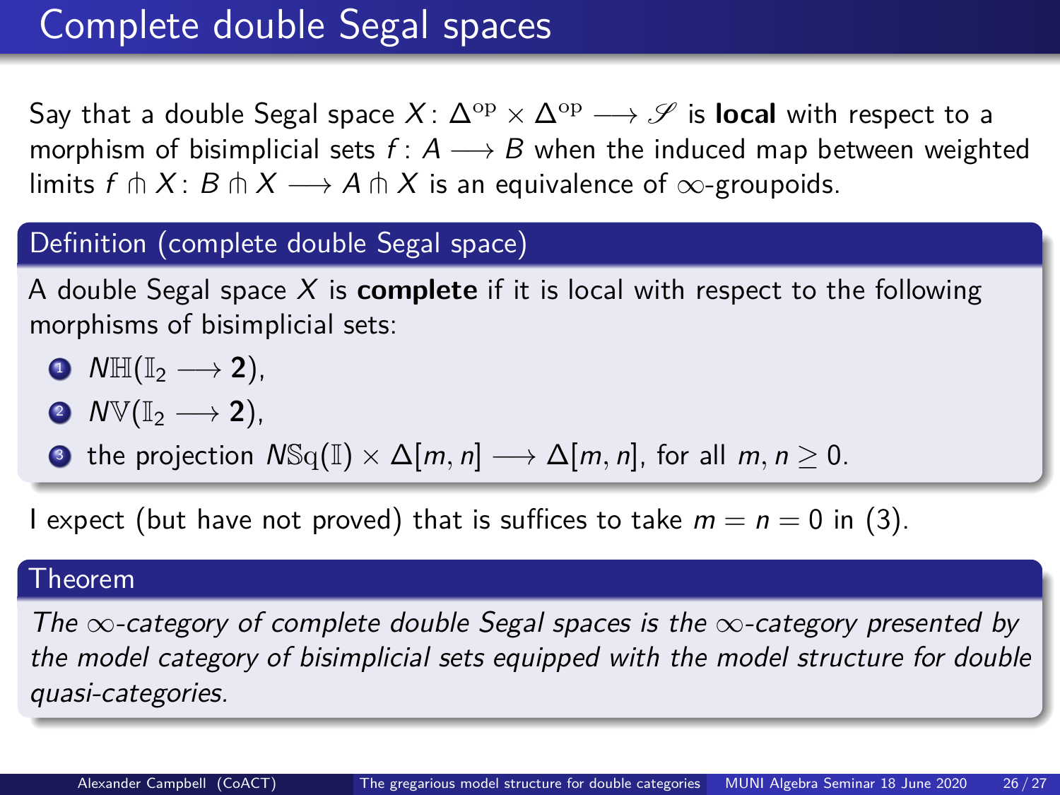# Complete double Segal spaces

Say that a double Segal space $X \colon \Delta^{\mathrm{op}} \times \Delta^{\mathrm{op}} \longrightarrow \mathscr{S}$ is **local** with respect to a morphism of bisimplicial sets $f \colon A \longrightarrow B$ when the induced map between weighted limits $f \pitchfork X \colon B \pitchfork X \longrightarrow A \pitchfork X$ is an equivalence of $\infty$-groupoids.

## Definition (complete double Segal space)

A double Segal space $X$ is **complete** if it is local with respect to the following morphisms of bisimplicial sets:

1. $N\mathbb{H}(\mathbb{I}_2 \longrightarrow \mathbf{2})$,
2. $N\mathbb{V}(\mathbb{I}_2 \longrightarrow \mathbf{2})$,
3. the projection $N\mathbb{Sq}(\mathbb{I}) \times \Delta[m,n] \longrightarrow \Delta[m,n]$, for all $m, n \geq 0$.

I expect (but have not proved) that is suffices to take $m = n = 0$ in (3).

## Theorem

*The $\infty$-category of complete double Segal spaces is the $\infty$-category presented by the model category of bisimplicial sets equipped with the model structure for double quasi-categories.*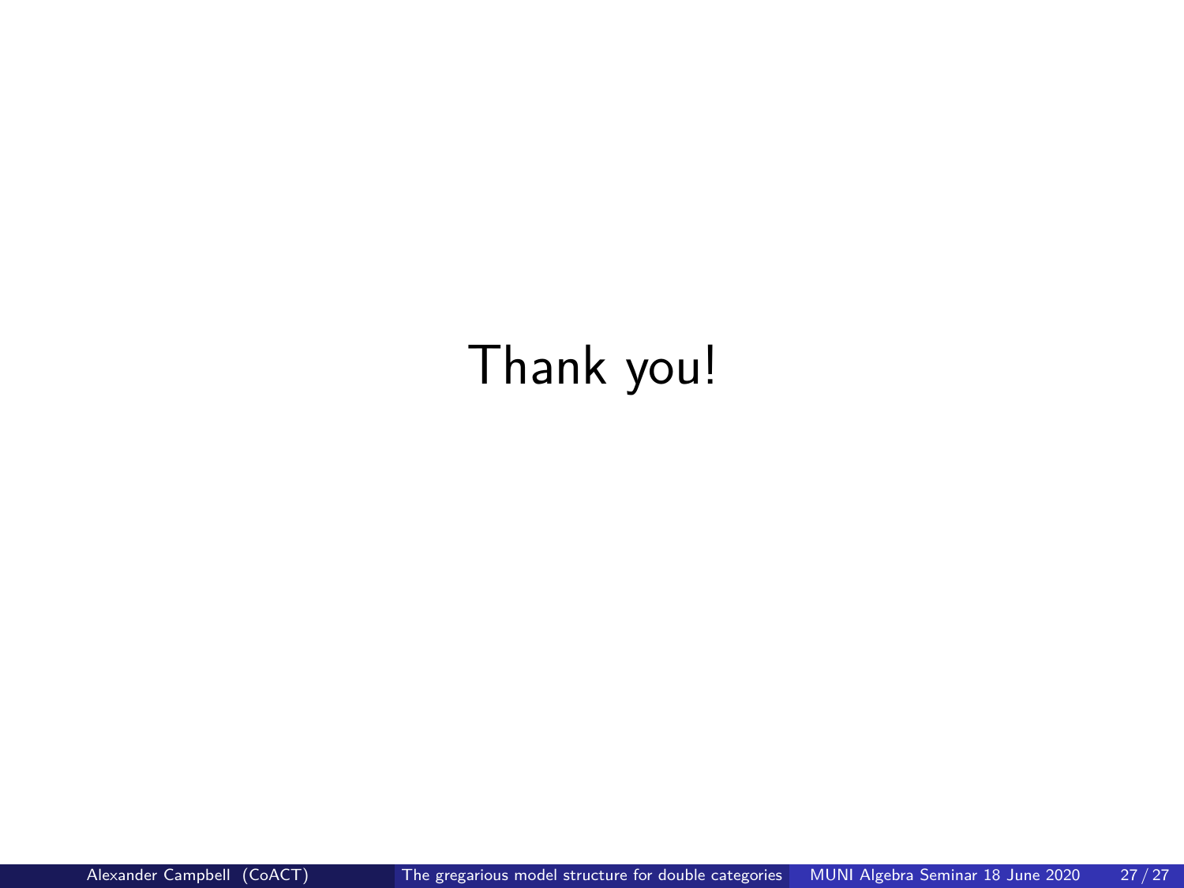Thank you!